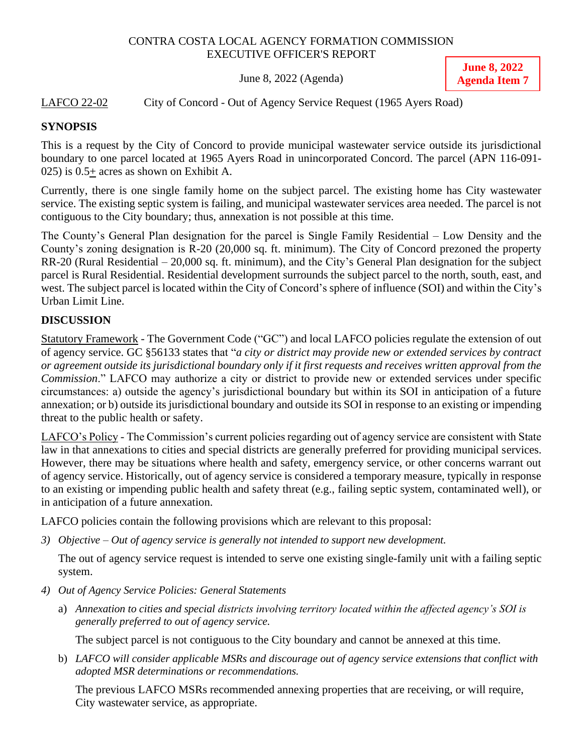CONTRA COSTA LOCAL AGENCY FORMATION COMMISSION
EXECUTIVE OFFICER'S REPORT

June 8, 2022 (Agenda)

**June 8, 2022
Agenda Item 7**

LAFCO 22-02 City of Concord - Out of Agency Service Request (1965 Ayers Road)

## SYNOPSIS

This is a request by the City of Concord to provide municipal wastewater service outside its jurisdictional boundary to one parcel located at 1965 Ayers Road in unincorporated Concord. The parcel (APN 116-091-025) is 0.5± acres as shown on Exhibit A.

Currently, there is one single family home on the subject parcel. The existing home has City wastewater service. The existing septic system is failing, and municipal wastewater services area needed. The parcel is not contiguous to the City boundary; thus, annexation is not possible at this time.

The County's General Plan designation for the parcel is Single Family Residential – Low Density and the County's zoning designation is R-20 (20,000 sq. ft. minimum). The City of Concord prezoned the property RR-20 (Rural Residential – 20,000 sq. ft. minimum), and the City's General Plan designation for the subject parcel is Rural Residential. Residential development surrounds the subject parcel to the north, south, east, and west. The subject parcel is located within the City of Concord's sphere of influence (SOI) and within the City's Urban Limit Line.

## DISCUSSION

Statutory Framework - The Government Code ("GC") and local LAFCO policies regulate the extension of out of agency service. GC §56133 states that "*a city or district may provide new or extended services by contract or agreement outside its jurisdictional boundary only if it first requests and receives written approval from the Commission*." LAFCO may authorize a city or district to provide new or extended services under specific circumstances: a) outside the agency's jurisdictional boundary but within its SOI in anticipation of a future annexation; or b) outside its jurisdictional boundary and outside its SOI in response to an existing or impending threat to the public health or safety.

LAFCO's Policy - The Commission's current policies regarding out of agency service are consistent with State law in that annexations to cities and special districts are generally preferred for providing municipal services. However, there may be situations where health and safety, emergency service, or other concerns warrant out of agency service. Historically, out of agency service is considered a temporary measure, typically in response to an existing or impending public health and safety threat (e.g., failing septic system, contaminated well), or in anticipation of a future annexation.

LAFCO policies contain the following provisions which are relevant to this proposal:

3) *Objective – Out of agency service is generally not intended to support new development.*

   The out of agency service request is intended to serve one existing single-family unit with a failing septic system.

4) *Out of Agency Service Policies: General Statements*

   a) *Annexation to cities and special districts involving territory located within the affected agency's SOI is generally preferred to out of agency service.*

      The subject parcel is not contiguous to the City boundary and cannot be annexed at this time.

   b) *LAFCO will consider applicable MSRs and discourage out of agency service extensions that conflict with adopted MSR determinations or recommendations.*

      The previous LAFCO MSRs recommended annexing properties that are receiving, or will require, City wastewater service, as appropriate.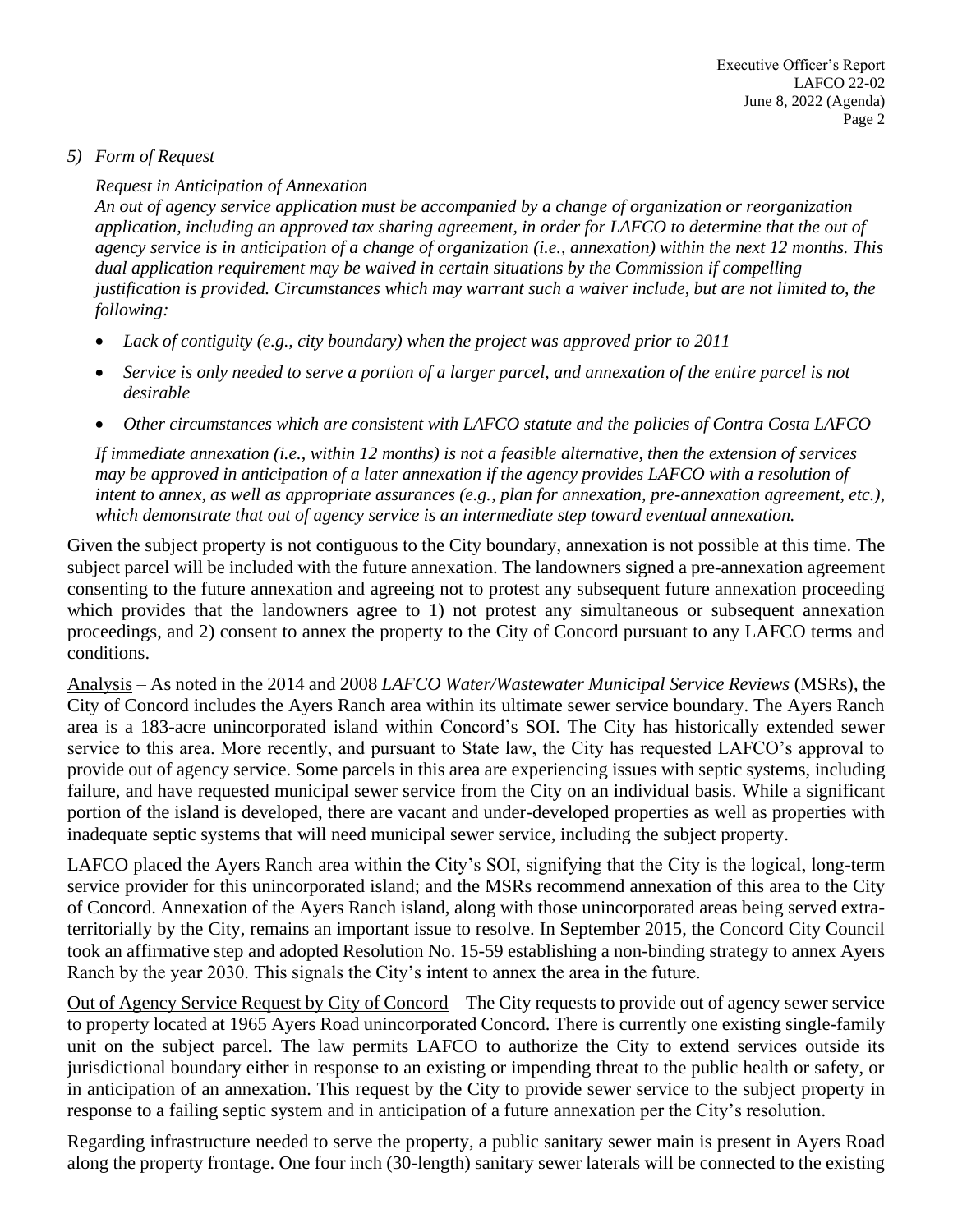*5) Form of Request*

*Request in Anticipation of Annexation*

*An out of agency service application must be accompanied by a change of organization or reorganization application, including an approved tax sharing agreement, in order for LAFCO to determine that the out of agency service is in anticipation of a change of organization (i.e., annexation) within the next 12 months. This dual application requirement may be waived in certain situations by the Commission if compelling justification is provided. Circumstances which may warrant such a waiver include, but are not limited to, the following:*

- *Lack of contiguity (e.g., city boundary) when the project was approved prior to 2011*
- *Service is only needed to serve a portion of a larger parcel, and annexation of the entire parcel is not desirable*
- *Other circumstances which are consistent with LAFCO statute and the policies of Contra Costa LAFCO*

*If immediate annexation (i.e., within 12 months) is not a feasible alternative, then the extension of services may be approved in anticipation of a later annexation if the agency provides LAFCO with a resolution of intent to annex, as well as appropriate assurances (e.g., plan for annexation, pre-annexation agreement, etc.), which demonstrate that out of agency service is an intermediate step toward eventual annexation.*

Given the subject property is not contiguous to the City boundary, annexation is not possible at this time. The subject parcel will be included with the future annexation. The landowners signed a pre-annexation agreement consenting to the future annexation and agreeing not to protest any subsequent future annexation proceeding which provides that the landowners agree to 1) not protest any simultaneous or subsequent annexation proceedings, and 2) consent to annex the property to the City of Concord pursuant to any LAFCO terms and conditions.

Analysis – As noted in the 2014 and 2008 *LAFCO Water/Wastewater Municipal Service Reviews* (MSRs), the City of Concord includes the Ayers Ranch area within its ultimate sewer service boundary. The Ayers Ranch area is a 183-acre unincorporated island within Concord's SOI. The City has historically extended sewer service to this area. More recently, and pursuant to State law, the City has requested LAFCO's approval to provide out of agency service. Some parcels in this area are experiencing issues with septic systems, including failure, and have requested municipal sewer service from the City on an individual basis. While a significant portion of the island is developed, there are vacant and under-developed properties as well as properties with inadequate septic systems that will need municipal sewer service, including the subject property.

LAFCO placed the Ayers Ranch area within the City's SOI, signifying that the City is the logical, long-term service provider for this unincorporated island; and the MSRs recommend annexation of this area to the City of Concord. Annexation of the Ayers Ranch island, along with those unincorporated areas being served extra-territorially by the City, remains an important issue to resolve. In September 2015, the Concord City Council took an affirmative step and adopted Resolution No. 15-59 establishing a non-binding strategy to annex Ayers Ranch by the year 2030. This signals the City's intent to annex the area in the future.

Out of Agency Service Request by City of Concord – The City requests to provide out of agency sewer service to property located at 1965 Ayers Road unincorporated Concord. There is currently one existing single-family unit on the subject parcel. The law permits LAFCO to authorize the City to extend services outside its jurisdictional boundary either in response to an existing or impending threat to the public health or safety, or in anticipation of an annexation. This request by the City to provide sewer service to the subject property in response to a failing septic system and in anticipation of a future annexation per the City's resolution.

Regarding infrastructure needed to serve the property, a public sanitary sewer main is present in Ayers Road along the property frontage. One four inch (30-length) sanitary sewer laterals will be connected to the existing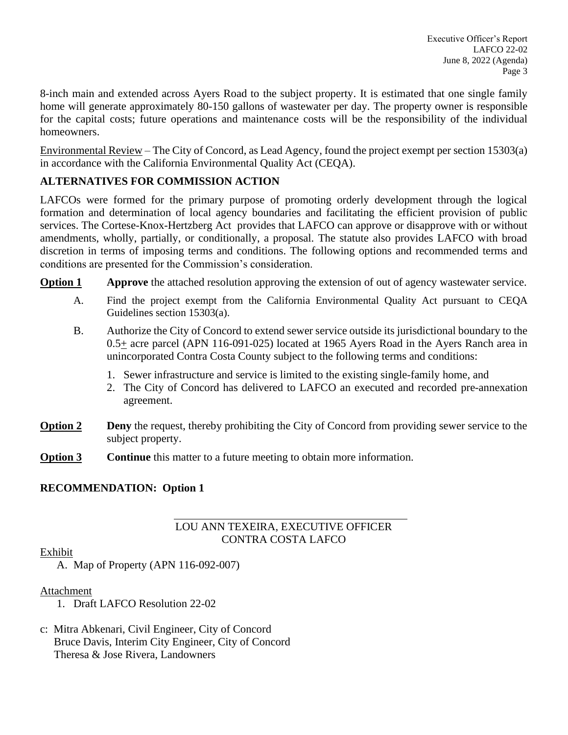8-inch main and extended across Ayers Road to the subject property. It is estimated that one single family home will generate approximately 80-150 gallons of wastewater per day. The property owner is responsible for the capital costs; future operations and maintenance costs will be the responsibility of the individual homeowners.

Environmental Review – The City of Concord, as Lead Agency, found the project exempt per section 15303(a) in accordance with the California Environmental Quality Act (CEQA).

## ALTERNATIVES FOR COMMISSION ACTION

LAFCOs were formed for the primary purpose of promoting orderly development through the logical formation and determination of local agency boundaries and facilitating the efficient provision of public services. The Cortese-Knox-Hertzberg Act provides that LAFCO can approve or disapprove with or without amendments, wholly, partially, or conditionally, a proposal. The statute also provides LAFCO with broad discretion in terms of imposing terms and conditions. The following options and recommended terms and conditions are presented for the Commission's consideration.

**Option 1** **Approve** the attached resolution approving the extension of out of agency wastewater service.

A. Find the project exempt from the California Environmental Quality Act pursuant to CEQA Guidelines section 15303(a).

B. Authorize the City of Concord to extend sewer service outside its jurisdictional boundary to the 0.5± acre parcel (APN 116-091-025) located at 1965 Ayers Road in the Ayers Ranch area in unincorporated Contra Costa County subject to the following terms and conditions:

1. Sewer infrastructure and service is limited to the existing single-family home, and
2. The City of Concord has delivered to LAFCO an executed and recorded pre-annexation agreement.

**Option 2** **Deny** the request, thereby prohibiting the City of Concord from providing sewer service to the subject property.

**Option 3** **Continue** this matter to a future meeting to obtain more information.

## RECOMMENDATION: Option 1

LOU ANN TEXEIRA, EXECUTIVE OFFICER
CONTRA COSTA LAFCO

Exhibit

A. Map of Property (APN 116-092-007)

Attachment

1. Draft LAFCO Resolution 22-02

c: Mitra Abkenari, Civil Engineer, City of Concord
Bruce Davis, Interim City Engineer, City of Concord
Theresa & Jose Rivera, Landowners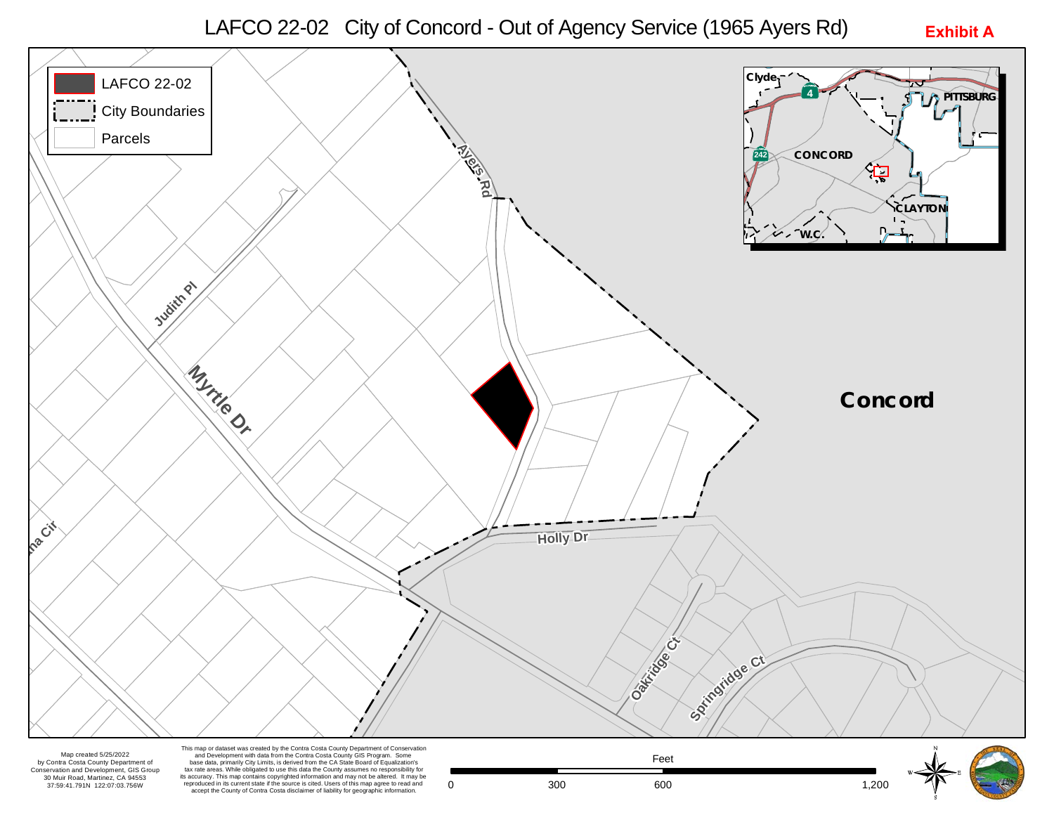# LAFCO 22-02 City of Concord - Out of Agency Service (1965 Ayers Rd)

**Exhibit A**

- LAFCO 22-02
- City Boundaries
- Parcels

Ayers Rd

Judith Pl

Myrtle Dr

Holly Dr

Oakridge Ct

Springridge Ct

Concord

Clyde

PITTSBURG

CONCORD

CLAYTON

W.C.

Map created 5/25/2022
by Contra Costa County Department of Conservation and Development, GIS Group
30 Muir Road, Martinez, CA 94553
37:59:41.791N 122:07:03.756W

This map or dataset was created by the Contra Costa County Department of Conservation and Development with data from the Contra Costa County GIS Program. Some base data, primarily City Limits, is derived from the CA State Board of Equalization's tax rate areas. While obligated to use this data the County assumes no responsibility for its accuracy. This map contains copyrighted information and may not be altered. It may be reproduced in its current state if the source is cited. Users of this map agree to read and accept the County of Contra Costa disclaimer of liability for geographic information.

Feet

0 300 600 1,200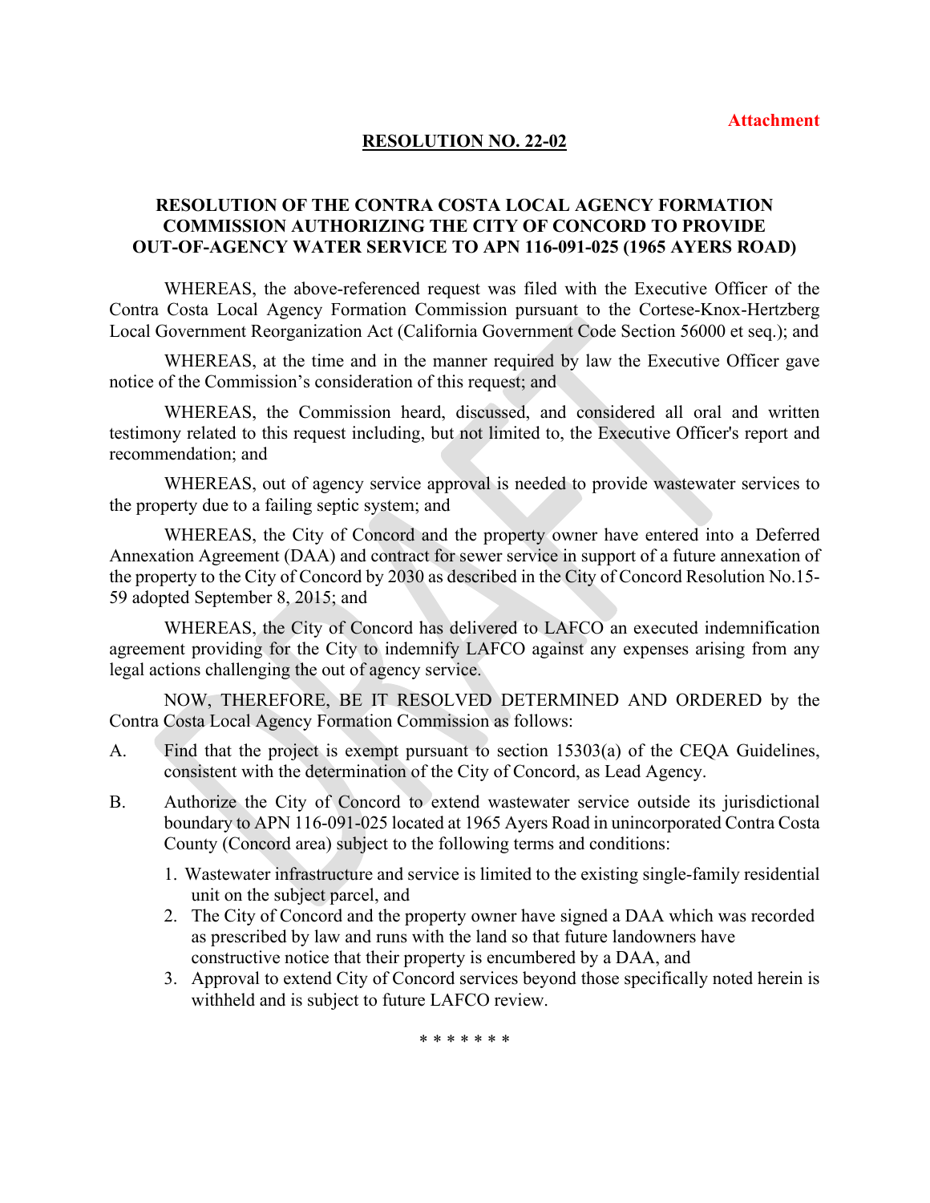Attachment

**RESOLUTION NO. 22-02**

**RESOLUTION OF THE CONTRA COSTA LOCAL AGENCY FORMATION COMMISSION AUTHORIZING THE CITY OF CONCORD TO PROVIDE OUT-OF-AGENCY WATER SERVICE TO APN 116-091-025 (1965 AYERS ROAD)**

WHEREAS, the above-referenced request was filed with the Executive Officer of the Contra Costa Local Agency Formation Commission pursuant to the Cortese-Knox-Hertzberg Local Government Reorganization Act (California Government Code Section 56000 et seq.); and

WHEREAS, at the time and in the manner required by law the Executive Officer gave notice of the Commission's consideration of this request; and

WHEREAS, the Commission heard, discussed, and considered all oral and written testimony related to this request including, but not limited to, the Executive Officer's report and recommendation; and

WHEREAS, out of agency service approval is needed to provide wastewater services to the property due to a failing septic system; and

WHEREAS, the City of Concord and the property owner have entered into a Deferred Annexation Agreement (DAA) and contract for sewer service in support of a future annexation of the property to the City of Concord by 2030 as described in the City of Concord Resolution No.15-59 adopted September 8, 2015; and

WHEREAS, the City of Concord has delivered to LAFCO an executed indemnification agreement providing for the City to indemnify LAFCO against any expenses arising from any legal actions challenging the out of agency service.

NOW, THEREFORE, BE IT RESOLVED DETERMINED AND ORDERED by the Contra Costa Local Agency Formation Commission as follows:

A. Find that the project is exempt pursuant to section 15303(a) of the CEQA Guidelines, consistent with the determination of the City of Concord, as Lead Agency.

B. Authorize the City of Concord to extend wastewater service outside its jurisdictional boundary to APN 116-091-025 located at 1965 Ayers Road in unincorporated Contra Costa County (Concord area) subject to the following terms and conditions:

   1. Wastewater infrastructure and service is limited to the existing single-family residential unit on the subject parcel, and
   2. The City of Concord and the property owner have signed a DAA which was recorded as prescribed by law and runs with the land so that future landowners have constructive notice that their property is encumbered by a DAA, and
   3. Approval to extend City of Concord services beyond those specifically noted herein is withheld and is subject to future LAFCO review.

\* \* \* \* \* \* \*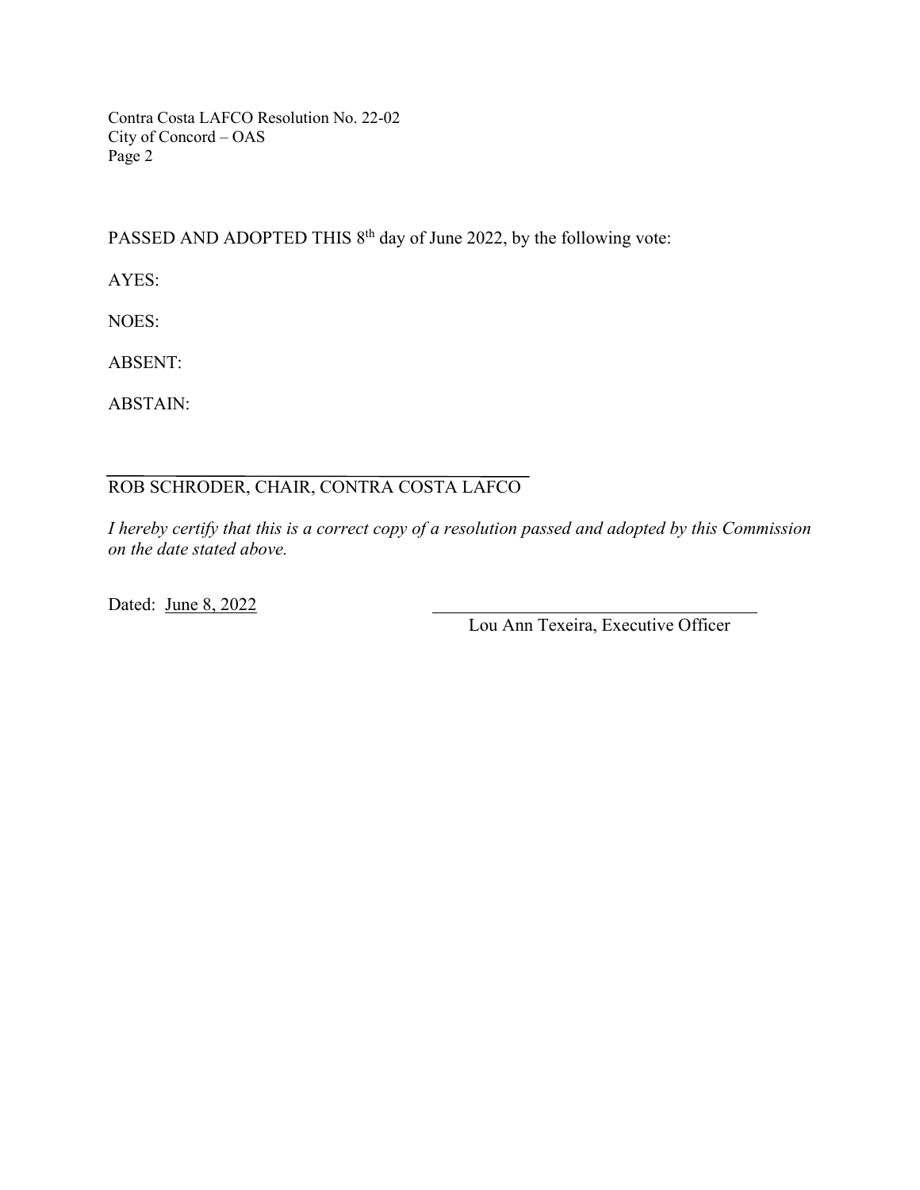PASSED AND ADOPTED THIS 8th day of June 2022, by the following vote:

AYES:

NOES:

ABSENT:

ABSTAIN:

\_\_\_\_\_\_\_\_\_\_\_\_\_\_\_\_\_\_\_\_\_\_\_\_\_\_\_\_\_\_\_\_\_\_\_\_\_\_\_\_

ROB SCHRODER, CHAIR, CONTRA COSTA LAFCO

*I hereby certify that this is a correct copy of a resolution passed and adopted by this Commission on the date stated above.*

Dated: June 8, 2022

\_\_\_\_\_\_\_\_\_\_\_\_\_\_\_\_\_\_\_\_\_\_\_\_\_\_\_\_\_\_\_\_\_\_\_\_\_\_\_\_

Lou Ann Texeira, Executive Officer